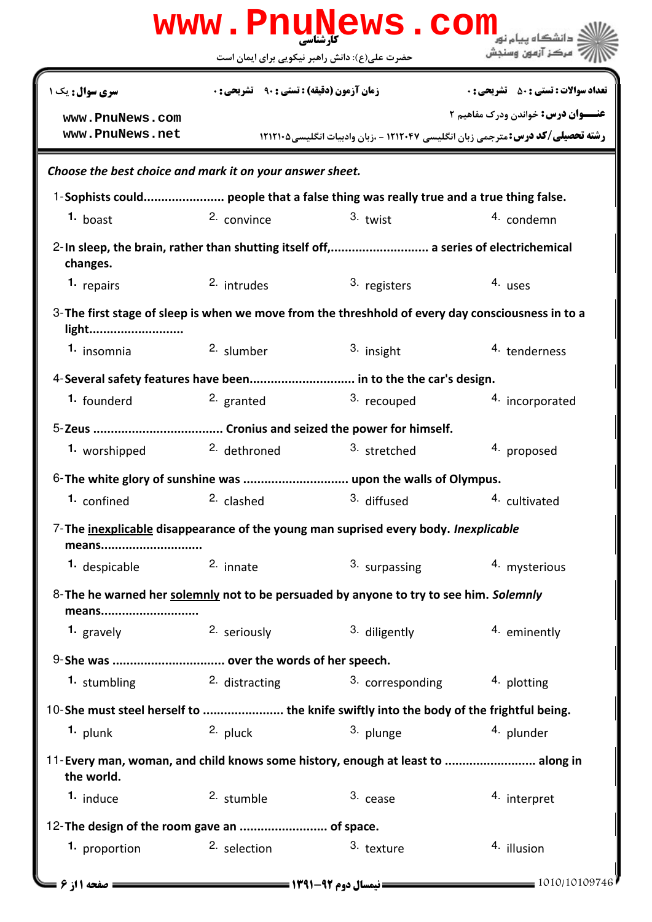کارشناسی

حضرت علی(ع): دانش راهبر نیکویی برای ایمان است

دانشگاه پیام نور
مرکز آزمون وسنجش

**سری سوال:** یک ۱

**زمان آزمون (دقیقه) : تستی :** ۹۰ **تشریحی :** ۰

**تعداد سوالات : تستی :** ۵۰ **تشریحی :** ۰

**عنـــوان درس:** خواندن ودرک مفاهیم ۲

**رشته تحصیلی/کد درس:** مترجمی زبان انگلیسی ۱۲۱۲۰۴۷ - ،زبان وادبیات انگلیسی۱۲۱۲۱۰۵

***Choose the best choice and mark it on your answer sheet.***

1-**Sophists could....................... people that a false thing was really true and a true thing false.**

1. boast
2. convince
3. twist
4. condemn

2-**In sleep, the brain, rather than shutting itself off,............................ a series of electrichemical changes.**

1. repairs
2. intrudes
3. registers
4. uses

3-**The first stage of sleep is when we move from the threshhold of every day consciousness in to a light...........................**

1. insomnia
2. slumber
3. insight
4. tenderness

4-**Several safety features have been............................. in to the the car's design.**

1. founderd
2. granted
3. recouped
4. incorporated

5-**Zeus .................................... Cronius and seized the power for himself.**

1. worshipped
2. dethroned
3. stretched
4. proposed

6-**The white glory of sunshine was .............................. upon the walls of Olympus.**

1. confined
2. clashed
3. diffused
4. cultivated

7-**The <u>inexplicable</u> disappearance of the young man suprised every body. *Inexplicable* means............................**

1. despicable
2. innate
3. surpassing
4. mysterious

8-**The he warned her <u>solemnly</u> not to be persuaded by anyone to try to see him. *Solemnly* means...........................**

1. gravely
2. seriously
3. diligently
4. eminently

9-**She was ................................ over the words of her speech.**

1. stumbling
2. distracting
3. corresponding
4. plotting

10-**She must steel herself to ....................... the knife swiftly into the body of the frightful being.**

1. plunk
2. pluck
3. plunge
4. plunder

11-**Every man, woman, and child knows some history, enough at least to .......................... along in the world.**

1. induce
2. stumble
3. cease
4. interpret

12-**The design of the room gave an ......................... of space.**

1. proportion
2. selection
3. texture
4. illusion

نیمسال دوم ۹۲-۱۳۹۱

1010/10109746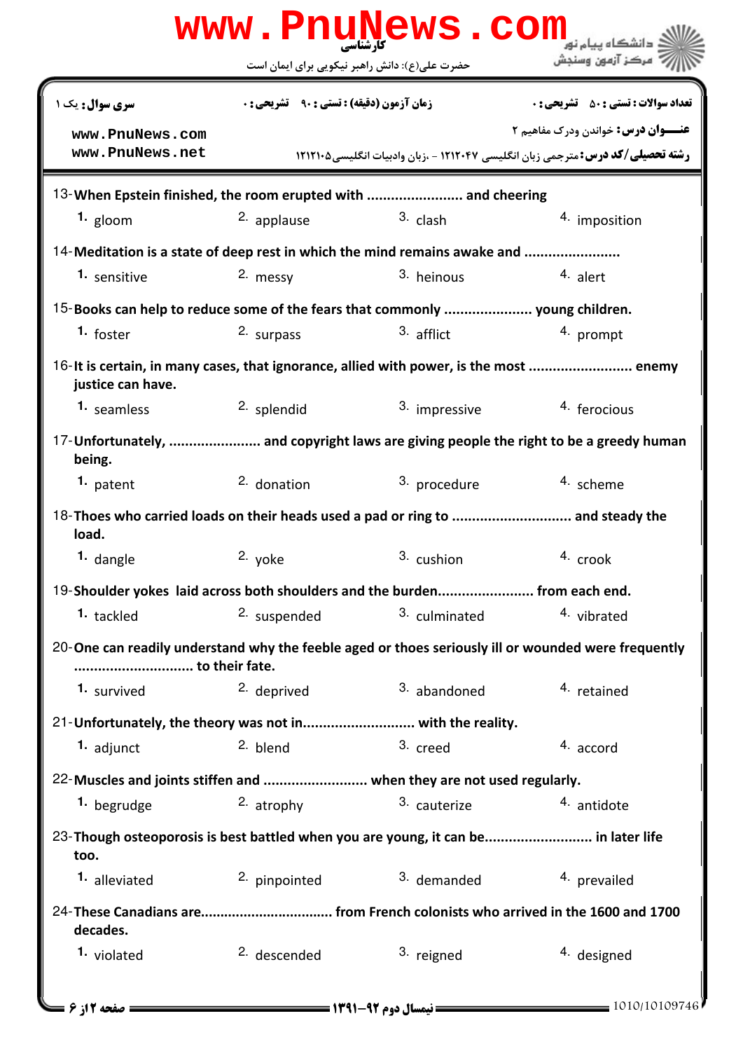13-When Epstein finished, the room erupted with ....................... and cheering

1. gloom
2. applause
3. clash
4. imposition

14-Meditation is a state of deep rest in which the mind remains awake and .......................

1. sensitive
2. messy
3. heinous
4. alert

15-Books can help to reduce some of the fears that commonly ..................... young children.

1. foster
2. surpass
3. afflict
4. prompt

16-It is certain, in many cases, that ignorance, allied with power, is the most ......................... enemy justice can have.

1. seamless
2. splendid
3. impressive
4. ferocious

17-Unfortunately, ...................... and copyright laws are giving people the right to be a greedy human being.

1. patent
2. donation
3. procedure
4. scheme

18-Thoes who carried loads on their heads used a pad or ring to ............................. and steady the load.

1. dangle
2. yoke
3. cushion
4. crook

19-Shoulder yokes laid across both shoulders and the burden....................... from each end.

1. tackled
2. suspended
3. culminated
4. vibrated

20-One can readily understand why the feeble aged or thoes seriously ill or wounded were frequently ............................. to their fate.

1. survived
2. deprived
3. abandoned
4. retained

21-Unfortunately, the theory was not in........................... with the reality.

1. adjunct
2. blend
3. creed
4. accord

22-Muscles and joints stiffen and ......................... when they are not used regularly.

1. begrudge
2. atrophy
3. cauterize
4. antidote

23-Though osteoporosis is best battled when you are young, it can be.......................... in later life too.

1. alleviated
2. pinpointed
3. demanded
4. prevailed

24-These Canadians are................................ from French colonists who arrived in the 1600 and 1700 decades.

1. violated
2. descended
3. reigned
4. designed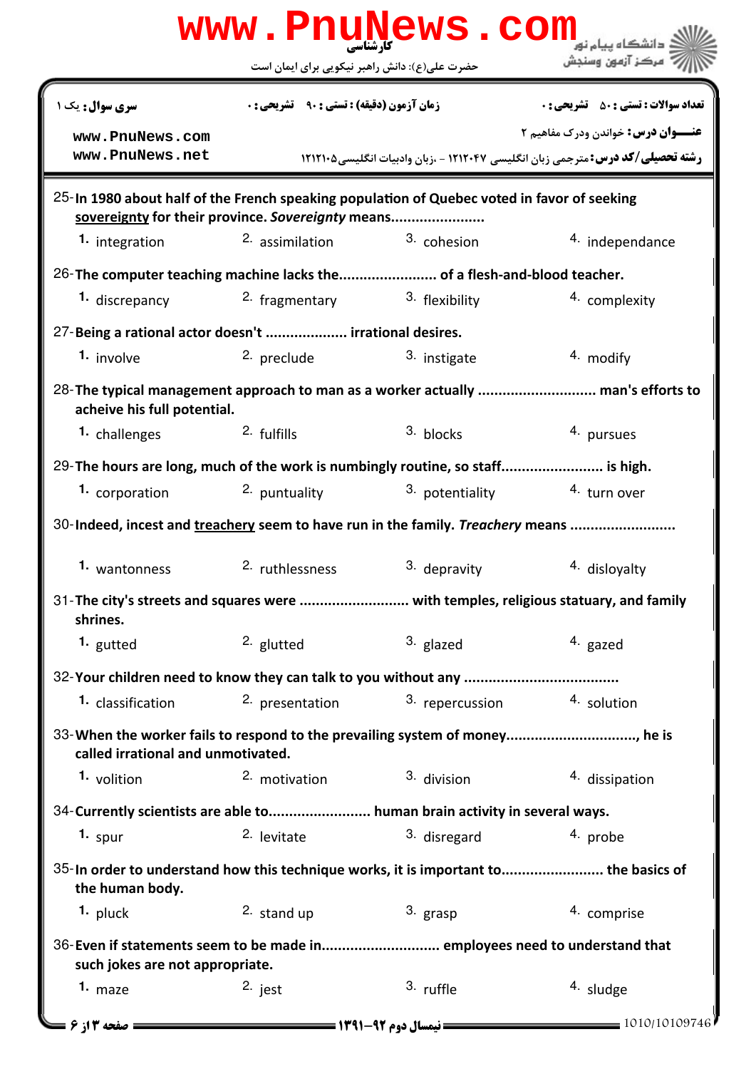25- In 1980 about half of the French speaking population of Quebec voted in favor of seeking <u>sovereignty</u> for their province. *Sovereignty* means......................

1. integration
2. assimilation
3. cohesion
4. independance

26- The computer teaching machine lacks the...................... of a flesh-and-blood teacher.

1. discrepancy
2. fragmentary
3. flexibility
4. complexity

27- Being a rational actor doesn't .................... irrational desires.

1. involve
2. preclude
3. instigate
4. modify

28- The typical management approach to man as a worker actually ............................ man's efforts to acheive his full potential.

1. challenges
2. fulfills
3. blocks
4. pursues

29- The hours are long, much of the work is numbingly routine, so staff........................ is high.

1. corporation
2. puntuality
3. potentiality
4. turn over

30- Indeed, incest and <u>treachery</u> seem to have run in the family. *Treachery* means .........................

1. wantonness
2. ruthlessness
3. depravity
4. disloyalty

31- The city's streets and squares were .......................... with temples, religious statuary, and family shrines.

1. gutted
2. glutted
3. glazed
4. gazed

32- Your children need to know they can talk to you without any ....................................

1. classification
2. presentation
3. repercussion
4. solution

33- When the worker fails to respond to the prevailing system of money..............................., he is called irrational and unmotivated.

1. volition
2. motivation
3. division
4. dissipation

34- Currently scientists are able to........................ human brain activity in several ways.

1. spur
2. levitate
3. disregard
4. probe

35- In order to understand how this technique works, it is important to........................ the basics of the human body.

1. pluck
2. stand up
3. grasp
4. comprise

36- Even if statements seem to be made in............................ employees need to understand that such jokes are not appropriate.

1. maze
2. jest
3. ruffle
4. sludge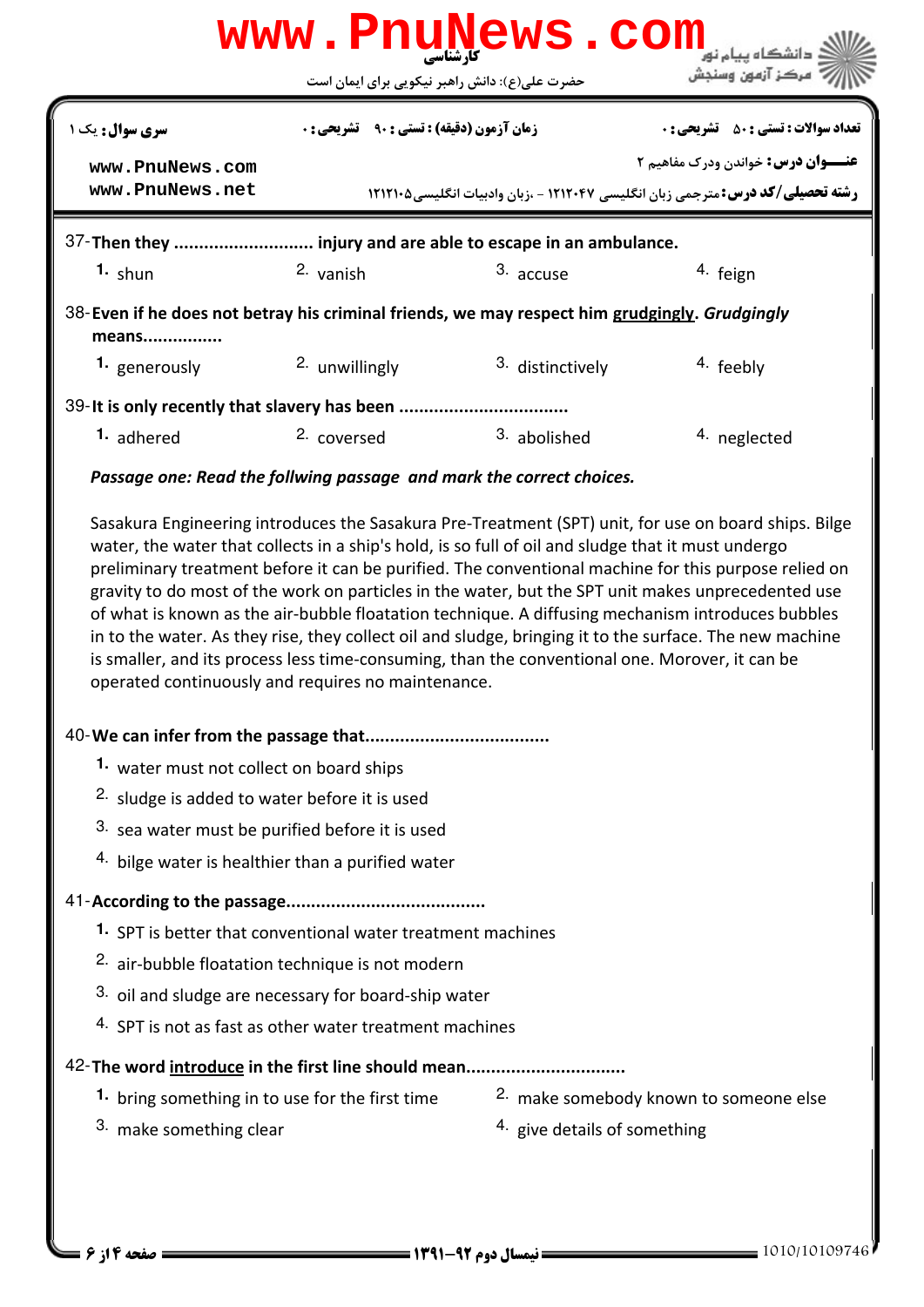37-**Then they ........................... injury and are able to escape in an ambulance.**

1. shun
2. vanish
3. accuse
4. feign

38-**Even if he does not betray his criminal friends, we may respect him grudgingly. *Grudgingly* means................**

1. generously
2. unwillingly
3. distinctively
4. feebly

39-**It is only recently that slavery has been .................................**

1. adhered
2. coversed
3. abolished
4. neglected

***Passage one: Read the follwing passage and mark the correct choices.***

Sasakura Engineering introduces the Sasakura Pre-Treatment (SPT) unit, for use on board ships. Bilge water, the water that collects in a ship's hold, is so full of oil and sludge that it must undergo preliminary treatment before it can be purified. The conventional machine for this purpose relied on gravity to do most of the work on particles in the water, but the SPT unit makes unprecedented use of what is known as the air-bubble floatation technique. A diffusing mechanism introduces bubbles in to the water. As they rise, they collect oil and sludge, bringing it to the surface. The new machine is smaller, and its process less time-consuming, than the conventional one. Morover, it can be operated continuously and requires no maintenance.

40-**We can infer from the passage that....................................**

1. water must not collect on board ships
2. sludge is added to water before it is used
3. sea water must be purified before it is used
4. bilge water is healthier than a purified water

41-**According to the passage........................................**

1. SPT is better that conventional water treatment machines
2. air-bubble floatation technique is not modern
3. oil and sludge are necessary for board-ship water
4. SPT is not as fast as other water treatment machines

42-**The word introduce in the first line should mean...............................**

1. bring something in to use for the first time
2. make somebody known to someone else
3. make something clear
4. give details of something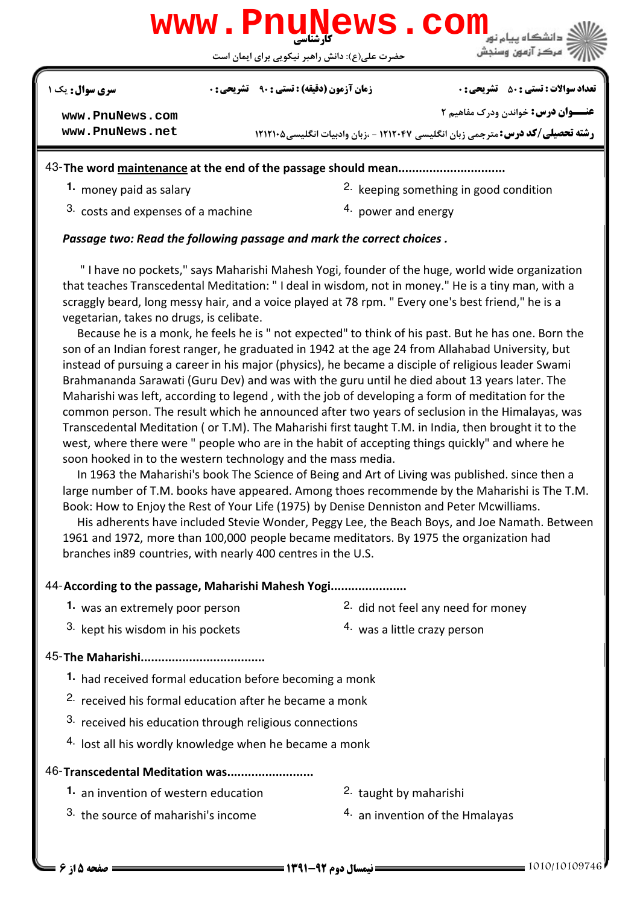43- **The word <u>maintenance</u> at the end of the passage should mean..............................**

1. money paid as salary
2. keeping something in good condition
3. costs and expenses of a machine
4. power and energy

***Passage two: Read the following passage and mark the correct choices .***

" I have no pockets," says Maharishi Mahesh Yogi, founder of the huge, world wide organization that teaches Transcedental Meditation: " I deal in wisdom, not in money." He is a tiny man, with a scraggly beard, long messy hair, and a voice played at 78 rpm. " Every one's best friend," he is a vegetarian, takes no drugs, is celibate.

Because he is a monk, he feels he is " not expected" to think of his past. But he has one. Born the son of an Indian forest ranger, he graduated in 1942 at the age 24 from Allahabad University, but instead of pursuing a career in his major (physics), he became a disciple of religious leader Swami Brahmananda Sarawati (Guru Dev) and was with the guru until he died about 13 years later. The Maharishi was left, according to legend , with the job of developing a form of meditation for the common person. The result which he announced after two years of seclusion in the Himalayas, was Transcedental Meditation ( or T.M). The Maharishi first taught T.M. in India, then brought it to the west, where there were " people who are in the habit of accepting things quickly" and where he soon hooked in to the western technology and the mass media.

In 1963 the Maharishi's book The Science of Being and Art of Living was published. since then a large number of T.M. books have appeared. Among thoes recommende by the Maharishi is The T.M. Book: How to Enjoy the Rest of Your Life (1975) by Denise Denniston and Peter Mcwilliams.

His adherents have included Stevie Wonder, Peggy Lee, the Beach Boys, and Joe Namath. Between 1961 and 1972, more than 100,000 people became meditators. By 1975 the organization had branches in89 countries, with nearly 400 centres in the U.S.

44- **According to the passage, Maharishi Mahesh Yogi......................**

1. was an extremely poor person
2. did not feel any need for money
3. kept his wisdom in his pockets
4. was a little crazy person

45- **The Maharishi...................................**

1. had received formal education before becoming a monk
2. received his formal education after he became a monk
3. received his education through religious connections
4. lost all his wordly knowledge when he became a monk

46- **Transcedental Meditation was.........................**

1. an invention of western education
2. taught by maharishi
3. the source of maharishi's income
4. an invention of the Hmalayas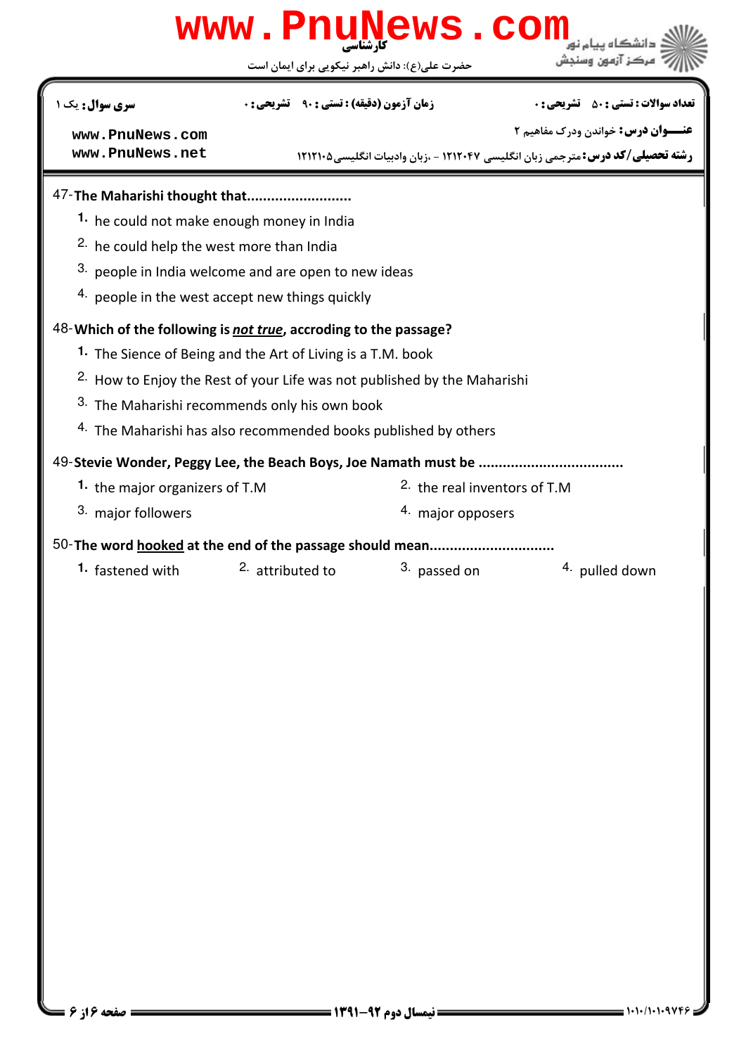47-**The Maharishi thought that..........................**

1. he could not make enough money in India
2. he could help the west more than India
3. people in India welcome and are open to new ideas
4. people in the west accept new things quickly

48-**Which of the following is *not true*, accroding to the passage?**

1. The Sience of Being and the Art of Living is a T.M. book
2. How to Enjoy the Rest of your Life was not published by the Maharishi
3. The Maharishi recommends only his own book
4. The Maharishi has also recommended books published by others

49-**Stevie Wonder, Peggy Lee, the Beach Boys, Joe Namath must be ...................................**

1. the major organizers of T.M
2. the real inventors of T.M
3. major followers
4. major opposers

50-**The word hooked at the end of the passage should mean..............................**

1. fastened with
2. attributed to
3. passed on
4. pulled down